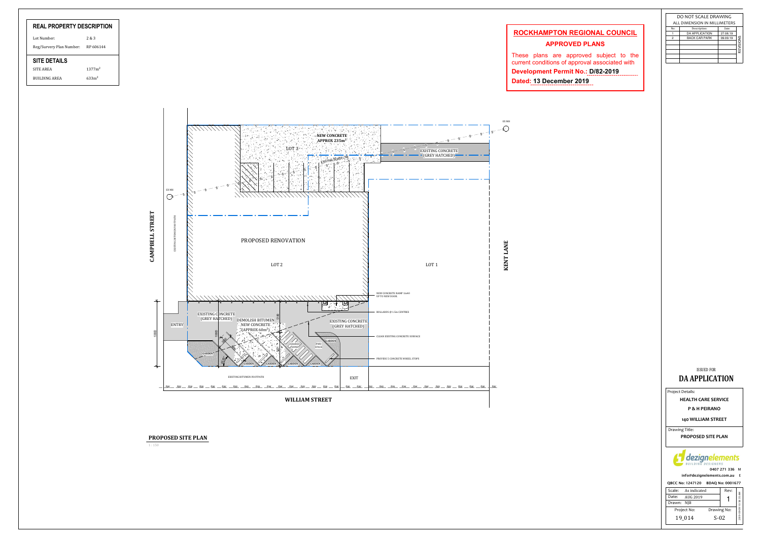## REAL PROPERTY DESCRIPTION

| | |
|---|---|
| Lot Number: | 2 & 3 |
| Reg/Survery Plan Number: | RP 606144 |

## SITE DETAILS

| | |
|---|---|
| SITE AREA | $1377m^2$ |
| BUILDING AREA | $633m^2$ |

## ROCKHAMPTON REGIONAL COUNCIL

### APPROVED PLANS

These plans are approved subject to the current conditions of approval associated with

**Development Permit No.: D/82-2019**

**Dated: 13 December 2019**

DO NOT SCALE DRAWING

ALL DIMENSION IN MILLIMETERS

| No: | Description: | Date: |
|---|---|---|
| 1 | DA APPLICATION | 27.08.19 |
| 2 | BACK CAR PARK | 09.09.19 |

REVISIONS

EX MH

NEW CONCRETE APPROX $235m^2$

LOT 3

EXISTING SEWER LINE

EXISTING CONCRETE (GREY HATCHED)

EX MH

CAMPBELL STREET

EXISTING BITUMEN FOOTPATH

PROPOSED RENOVATION

LOT 2

LOT 1

KENT LANE

NEW CONCRETE RAMP 1in40 UP TO NEW DOOR

BOLLARDS @ 1.5m CENTRES

EXISTING CONCRETE (GREY HATCHED)

ENTRY

DEMOLISH BITUMEN NEW CONCRETE (APPROX $60m^2$)

EXISTING CONCRETE (GREY HATCHED)

CLEAN EXISTING CONCRETE SURFACE

GARDEN

SHARED ZONE

PWD SPACE

PROVIDE 5 CONCRETE WHEEL STOPS

EXISTING BITUMEN FOOTPATH

EXIT

WILLIAM STREET

1800

**PROPOSED SITE PLAN**

1 : 150

ISSUED FOR

# DA APPLICATION

Project Details:

**HEALTH CARE SERVICE**

**P & H PEIRANO**

**140 WILLIAM STREET**

Drawing Title:

**PROPOSED SITE PLAN**

dezignelements BUILDING DESIGNERS

0407 271 336 M

info@dezignelements.com.au E

QBCC No: 1247120 BDAQ No: 0001677

| | | |
|---|---|---|
| Scale: | As indicated | Rev: 1 |
| Date: | AUG 2019 | |
| Drawn: | NJB | |
| Project No: 19_014 | Drawing No: S-02 | |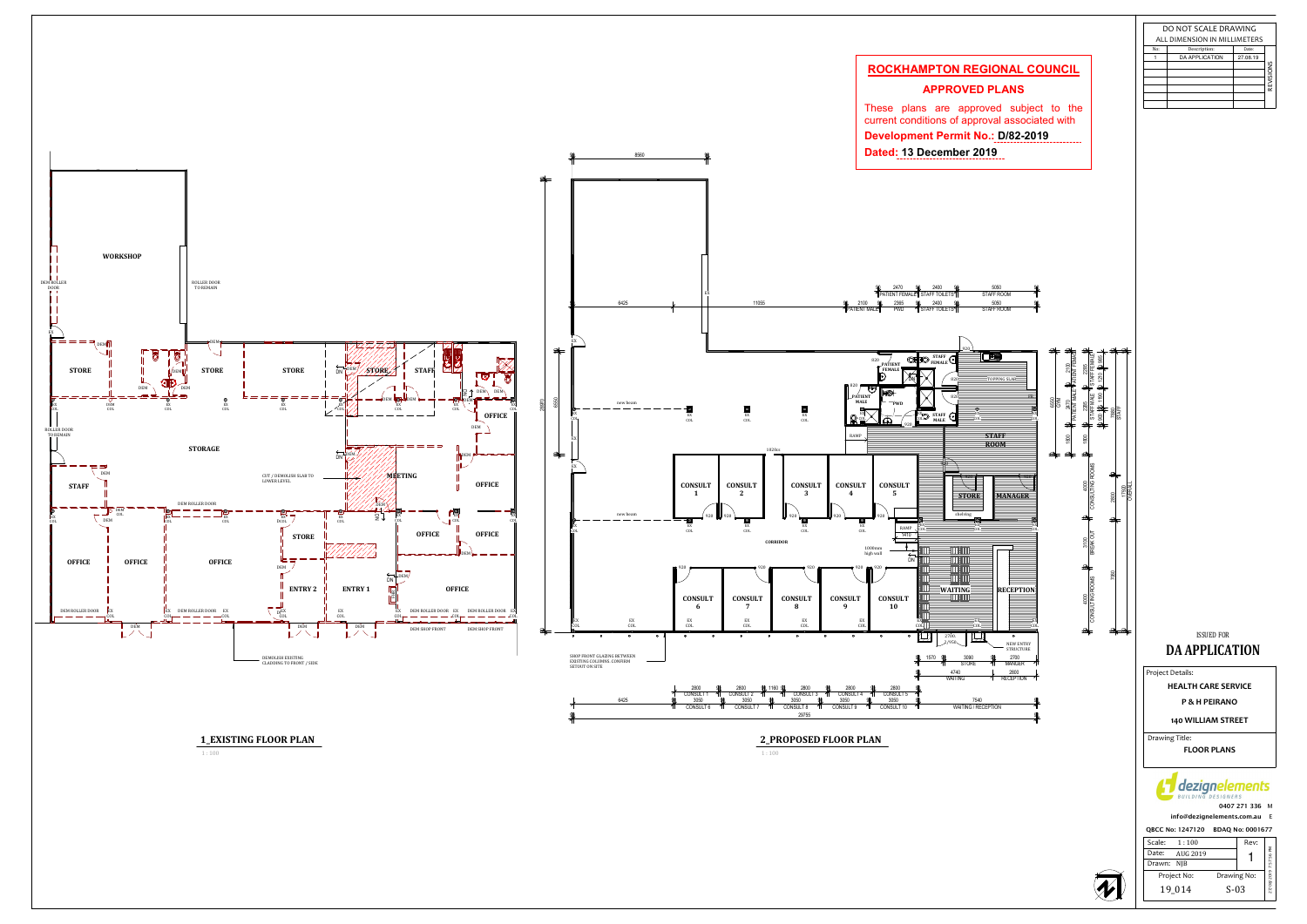DO NOT SCALE DRAWING
ALL DIMENSION IN MILLIMETERS

| No: | Description | Date |
|---|---|---|
| 1 | DA APPLICATION | 27.08.19 |

REVISIONS

## ROCKHAMPTON REGIONAL COUNCIL

### APPROVED PLANS

These plans are approved subject to the current conditions of approval associated with

**Development Permit No.: D/82-2019**

**Dated: 13 December 2019**

**1_EXISTING FLOOR PLAN**

1 : 100

**2_PROPOSED FLOOR PLAN**

1 : 100

ISSUED FOR

## DA APPLICATION

Project Details:

**HEALTH CARE SERVICE**

**P & H PEIRANO**

**140 WILLIAM STREET**

Drawing Title:

**FLOOR PLANS**

dezignelements BUILDING DESIGNERS

**0407 271 336** M

**info@dezignelements.com.au** E

**QBCC No: 1247120 BDAQ No: 0001677**

| Scale: 1 : 100 | Rev: |
|---|---|
| Date: AUG 2019 | 1 |
| Drawn: NJB | |
| Project No: | Drawing No: |
| 19_014 | S-03 |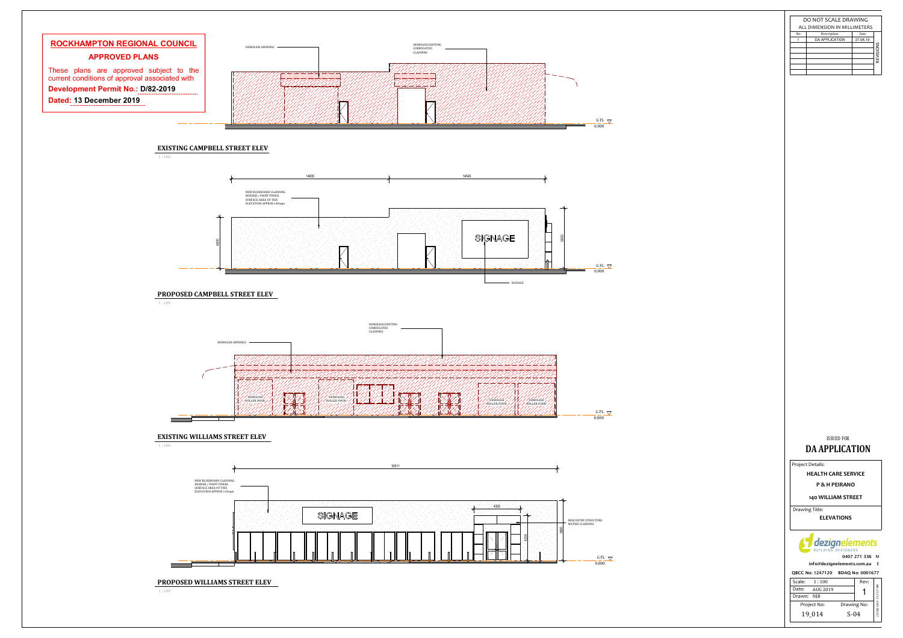**ROCKHAMPTON REGIONAL COUNCIL**

**APPROVED PLANS**

These plans are approved subject to the current conditions of approval associated with

**Development Permit No.: D/82-2019**

**Dated: 13 December 2019**

DEMOLISH AWNINGS

DEMOLISH EXISTING CORRUGATED CLADDING

G FL 0.000

## EXISTING CAMPBELL STREET ELEV

1 : 100

14635

14545

NEW BLUEBOARD CLADDING, RENDER / PAINT FINISH. SURFACE AREA OF THIS ELEVATION APPROX 140sqm

4800

5600

SIGNAGE

G FL 0.000

SIGNAGE

## PROPOSED CAMPBELL STREET ELEV

1 : 100

DEMOLISH EXISTING CORRUGATED CLADDING

DEMOLISH AWNINGS

DEMOLISH ROLLER DOOR

DEMOLISH ROLLER DOOR

DEMOLISH ROLLER DOOR

DEMOLISH ROLLER DOOR

G FL 0.000

## EXISTING WILLIAMS STREET ELEV

1 : 100

30011

NEW BLUEBOARD CLADDING, RENDER / PAINT FINISH. SURFACE AREA OF THIS ELEVATION APPROX 110sqm

SIGNAGE

4325

4200

5600

NEW ENTRY STRUCTURE MATRIX CLADDING

G FL 0.000

## PROPOSED WILLIAMS STREET ELEV

1 : 100

DO NOT SCALE DRAWING

ALL DIMENSION IN MILLIMETERS

| No: | Description | Date |
|---|---|---|
| 1 | DA APPLICATION | 27.08.19 |

REVISIONS

ISSUED FOR

**DA APPLICATION**

Project Details:

**HEALTH CARE SERVICE**

**P & H PEIRANO**

**140 WILLIAM STREET**

Drawing Title:

**ELEVATIONS**

dezignelements BUILDING DESIGNERS

0407 271 336 M

info@dezignelements.com.au E

QBCC No: 1247120 BDAQ No: 0001677

| | | |
|---|---|---|
| Scale: 1 : 100 | | Rev: 1 |
| Date: AUG 2019 | | |
| Drawn: NJB | | |
| Project No: 19_014 | Drawing No: S-04 | |